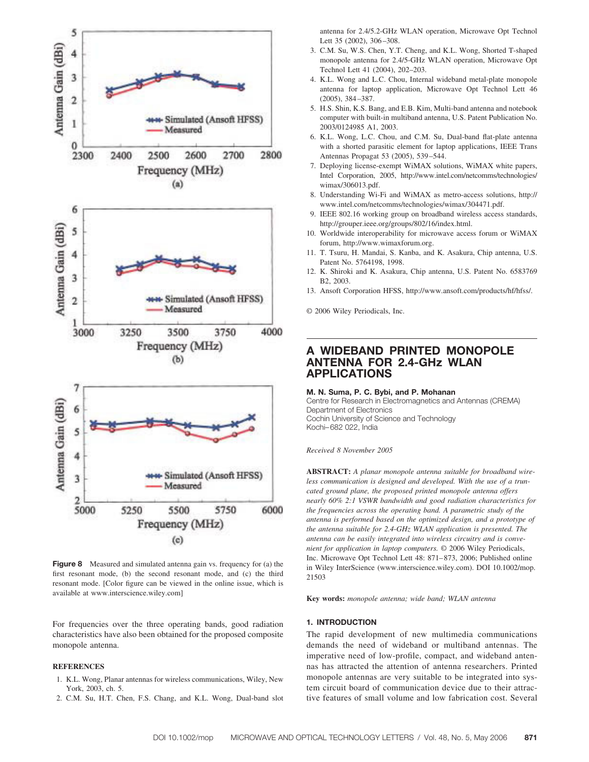Figure 8 Measured and simulated antenna gain vs. frequency for (a) the first resonant mode, (b) the second resonant mode, and (c) the third resonant mode. [Color figure can be viewed in the online issue, which is available at www.interscience.wiley.com]

For frequencies over the three operating bands, good radiation characteristics have also been obtained for the proposed composite monopole antenna.

## REFERENCES

1. K.L. Wong, Planar antennas for wireless communications, Wiley, New York, 2003, ch. 5.
2. C.M. Su, H.T. Chen, F.S. Chang, and K.L. Wong, Dual-band slot antenna for 2.4/5.2-GHz WLAN operation, Microwave Opt Technol Lett 35 (2002), 306–308.
3. C.M. Su, W.S. Chen, Y.T. Cheng, and K.L. Wong, Shorted T-shaped monopole antenna for 2.4/5-GHz WLAN operation, Microwave Opt Technol Lett 41 (2004), 202–203.
4. K.L. Wong and L.C. Chou, Internal wideband metal-plate monopole antenna for laptop application, Microwave Opt Technol Lett 46 (2005), 384–387.
5. H.S. Shin, K.S. Bang, and E.B. Kim, Multi-band antenna and notebook computer with built-in multiband antenna, U.S. Patent Publication No. 2003/0124985 A1, 2003.
6. K.L. Wong, L.C. Chou, and C.M. Su, Dual-band flat-plate antenna with a shorted parasitic element for laptop applications, IEEE Trans Antennas Propagat 53 (2005), 539–544.
7. Deploying license-exempt WiMAX solutions, WiMAX white papers, Intel Corporation, 2005, http://www.intel.com/netcomms/technologies/wimax/306013.pdf.
8. Understanding Wi-Fi and WiMAX as metro-access solutions, http://www.intel.com/netcomms/technologies/wimax/304471.pdf.
9. IEEE 802.16 working group on broadband wireless access standards, http://grouper.ieee.org/groups/802/16/index.html.
10. Worldwide interoperability for microwave access forum or WiMAX forum, http://www.wimaxforum.org.
11. T. Tsuru, H. Mandai, S. Kanba, and K. Asakura, Chip antenna, U.S. Patent No. 5764198, 1998.
12. K. Shiroki and K. Asakura, Chip antenna, U.S. Patent No. 6583769 B2, 2003.
13. Ansoft Corporation HFSS, http://www.ansoft.com/products/hf/hfss/.

© 2006 Wiley Periodicals, Inc.

# A WIDEBAND PRINTED MONOPOLE ANTENNA FOR 2.4-GHz WLAN APPLICATIONS

**M. N. Suma, P. C. Bybi, and P. Mohanan**
Centre for Research in Electromagnetics and Antennas (CREMA)
Department of Electronics
Cochin University of Science and Technology
Kochi–682 022, India

*Received 8 November 2005*

**ABSTRACT:** *A planar monopole antenna suitable for broadband wireless communication is designed and developed. With the use of a truncated ground plane, the proposed printed monopole antenna offers nearly 60% 2:1 VSWR bandwidth and good radiation characteristics for the frequencies across the operating band. A parametric study of the antenna is performed based on the optimized design, and a prototype of the antenna suitable for 2.4-GHz WLAN application is presented. The antenna can be easily integrated into wireless circuitry and is convenient for application in laptop computers.* © 2006 Wiley Periodicals, Inc. Microwave Opt Technol Lett 48: 871–873, 2006; Published online in Wiley InterScience (www.interscience.wiley.com). DOI 10.1002/mop.21503

**Key words:** *monopole antenna; wide band; WLAN antenna*

## 1. INTRODUCTION

The rapid development of new multimedia communications demands the need of wideband or multiband antennas. The imperative need of low-profile, compact, and wideband antennas has attracted the attention of antenna researchers. Printed monopole antennas are very suitable to be integrated into system circuit board of communication device due to their attractive features of small volume and low fabrication cost. Several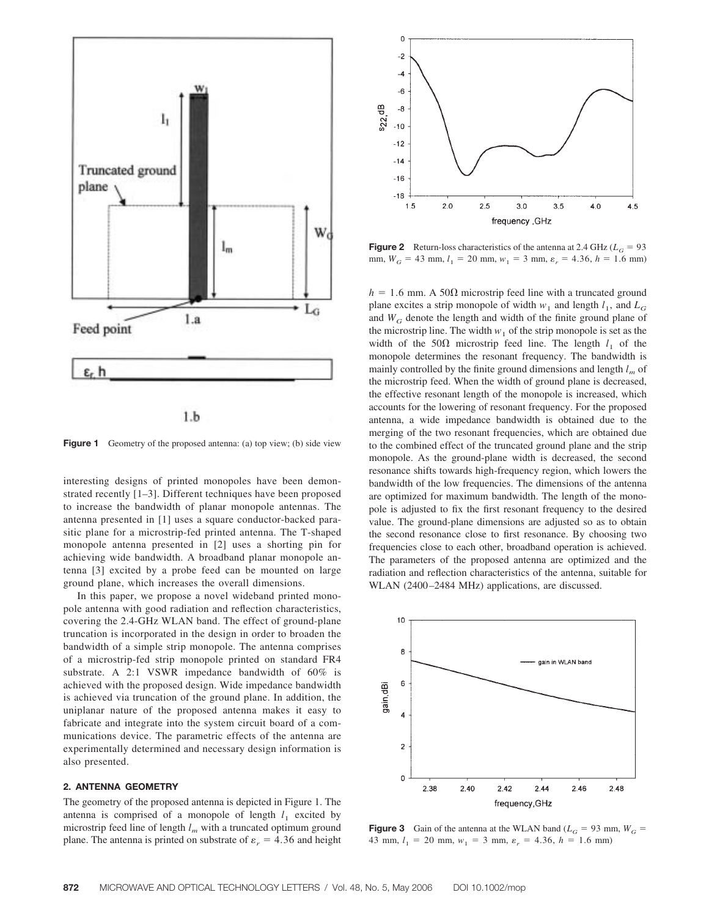Figure 1 Geometry of the proposed antenna: (a) top view; (b) side view

interesting designs of printed monopoles have been demonstrated recently [1–3]. Different techniques have been proposed to increase the bandwidth of planar monopole antennas. The antenna presented in [1] uses a square conductor-backed parasitic plane for a microstrip-fed printed antenna. The T-shaped monopole antenna presented in [2] uses a shorting pin for achieving wide bandwidth. A broadband planar monopole antenna [3] excited by a probe feed can be mounted on large ground plane, which increases the overall dimensions.

In this paper, we propose a novel wideband printed monopole antenna with good radiation and reflection characteristics, covering the 2.4-GHz WLAN band. The effect of ground-plane truncation is incorporated in the design in order to broaden the bandwidth of a simple strip monopole. The antenna comprises of a microstrip-fed strip monopole printed on standard FR4 substrate. A 2:1 VSWR impedance bandwidth of 60% is achieved with the proposed design. Wide impedance bandwidth is achieved via truncation of the ground plane. In addition, the uniplanar nature of the proposed antenna makes it easy to fabricate and integrate into the system circuit board of a communications device. The parametric effects of the antenna are experimentally determined and necessary design information is also presented.

## 2. ANTENNA GEOMETRY

The geometry of the proposed antenna is depicted in Figure 1. The antenna is comprised of a monopole of length $l_1$ excited by microstrip feed line of length $l_m$ with a truncated optimum ground plane. The antenna is printed on substrate of $\varepsilon_r = 4.36$ and height $h = 1.6$ mm. A 50Ω microstrip feed line with a truncated ground plane excites a strip monopole of width $w_1$ and length $l_1$, and $L_G$ and $W_G$ denote the length and width of the finite ground plane of the microstrip line. The width $w_1$ of the strip monopole is set as the width of the 50Ω microstrip feed line. The length $l_1$ of the monopole determines the resonant frequency. The bandwidth is mainly controlled by the finite ground dimensions and length $l_m$ of the microstrip feed. When the width of ground plane is decreased, the effective resonant length of the monopole is increased, which accounts for the lowering of resonant frequency. For the proposed antenna, a wide impedance bandwidth is obtained due to the merging of the two resonant frequencies, which are obtained due to the combined effect of the truncated ground plane and the strip monopole. As the ground-plane width is decreased, the second resonance shifts towards high-frequency region, which lowers the bandwidth of the low frequencies. The dimensions of the antenna are optimized for maximum bandwidth. The length of the monopole is adjusted to fix the first resonant frequency to the desired value. The ground-plane dimensions are adjusted so as to obtain the second resonance close to first resonance. By choosing two frequencies close to each other, broadband operation is achieved. The parameters of the proposed antenna are optimized and the radiation and reflection characteristics of the antenna, suitable for WLAN (2400–2484 MHz) applications, are discussed.

Figure 2 Return-loss characteristics of the antenna at 2.4 GHz ($L_G = 93$ mm, $W_G = 43$ mm, $l_1 = 20$ mm, $w_1 = 3$ mm, $\varepsilon_r = 4.36$, $h = 1.6$ mm)

Figure 3 Gain of the antenna at the WLAN band ($L_G = 93$ mm, $W_G = 43$ mm, $l_1 = 20$ mm, $w_1 = 3$ mm, $\varepsilon_r = 4.36$, $h = 1.6$ mm)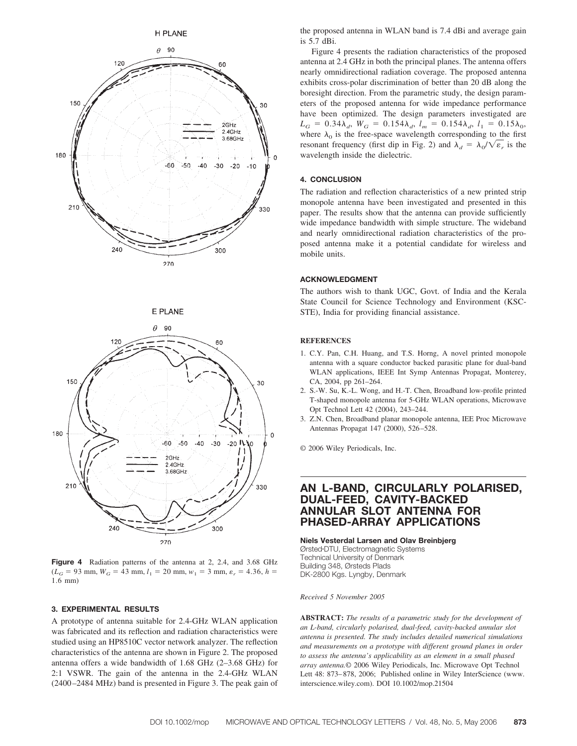H PLANE

θ 90

120

60

150

30

180

0

-60 -50 -40 -30 -20 -10

210

330

240

300

270

2GHz

2.4GHz

3.68GHz

E PLANE

θ 90

120

60

150

30

180

0

-60 -50 -40 -30 -20 -10

210

330

240

300

270

2GHz

2.4GHz

3.68GHz

**Figure 4** Radiation patterns of the antenna at 2, 2.4, and 3.68 GHz ($L_G$ = 93 mm, $W_G$ = 43 mm, $l_1$ = 20 mm, $w_1$ = 3 mm, $\varepsilon_r$ = 4.36, $h$ = 1.6 mm)

### 3. EXPERIMENTAL RESULTS

A prototype of antenna suitable for 2.4-GHz WLAN application was fabricated and its reflection and radiation characteristics were studied using an HP8510C vector network analyzer. The reflection characteristics of the antenna are shown in Figure 2. The proposed antenna offers a wide bandwidth of 1.68 GHz (2–3.68 GHz) for 2:1 VSWR. The gain of the antenna in the 2.4-GHz WLAN (2400–2484 MHz) band is presented in Figure 3. The peak gain of the proposed antenna in WLAN band is 7.4 dBi and average gain is 5.7 dBi.

Figure 4 presents the radiation characteristics of the proposed antenna at 2.4 GHz in both the principal planes. The antenna offers nearly omnidirectional radiation coverage. The proposed antenna exhibits cross-polar discrimination of better than 20 dB along the boresight direction. From the parametric study, the design parameters of the proposed antenna for wide impedance performance have been optimized. The design parameters investigated are $L_G = 0.34\lambda_d$, $W_G = 0.154\lambda_d$, $l_m = 0.154\lambda_d$, $l_1 = 0.15\lambda_0$, where $\lambda_0$ is the free-space wavelength corresponding to the first resonant frequency (first dip in Fig. 2) and $\lambda_d = \lambda_0/\sqrt{\varepsilon_r}$ is the wavelength inside the dielectric.

### 4. CONCLUSION

The radiation and reflection characteristics of a new printed strip monopole antenna have been investigated and presented in this paper. The results show that the antenna can provide sufficiently wide impedance bandwidth with simple structure. The wideband and nearly omnidirectional radiation characteristics of the proposed antenna make it a potential candidate for wireless and mobile units.

### ACKNOWLEDGMENT

The authors wish to thank UGC, Govt. of India and the Kerala State Council for Science Technology and Environment (KSCSTE), India for providing financial assistance.

### REFERENCES

1. C.Y. Pan, C.H. Huang, and T.S. Horng, A novel printed monopole antenna with a square conductor backed parasitic plane for dual-band WLAN applications, IEEE Int Symp Antennas Propagat, Monterey, CA, 2004, pp 261–264.
2. S.-W. Su, K.-L. Wong, and H.-T. Chen, Broadband low-profile printed T-shaped monopole antenna for 5-GHz WLAN operations, Microwave Opt Technol Lett 42 (2004), 243–244.
3. Z.N. Chen, Broadband planar monopole antenna, IEE Proc Microwave Antennas Propagat 147 (2000), 526–528.

© 2006 Wiley Periodicals, Inc.

## AN L-BAND, CIRCULARLY POLARISED, DUAL-FEED, CAVITY-BACKED ANNULAR SLOT ANTENNA FOR PHASED-ARRAY APPLICATIONS

**Niels Vesterdal Larsen and Olav Breinbjerg**
Ørsted•DTU, Electromagnetic Systems
Technical University of Denmark
Building 348, Ørsteds Plads
DK-2800 Kgs. Lyngby, Denmark

*Received 5 November 2005*

**ABSTRACT:** *The results of a parametric study for the development of an L-band, circularly polarised, dual-feed, cavity-backed annular slot antenna is presented. The study includes detailed numerical simulations and measurements on a prototype with different ground planes in order to assess the antenna's applicability as an element in a small phased array antenna.*© 2006 Wiley Periodicals, Inc. Microwave Opt Technol Lett 48: 873–878, 2006; Published online in Wiley InterScience (www.interscience.wiley.com). DOI 10.1002/mop.21504